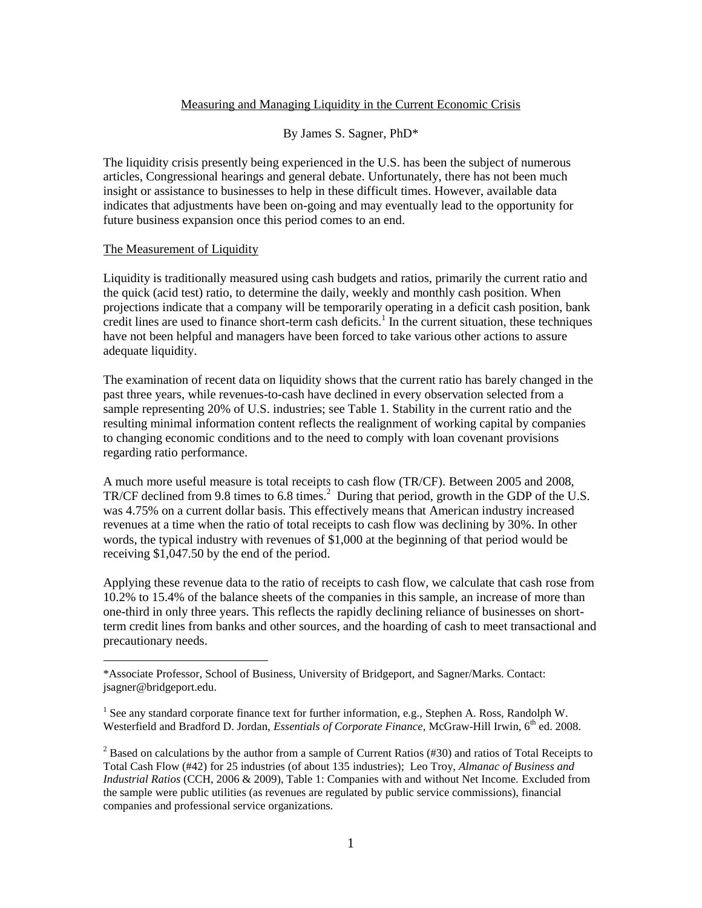# Measuring and Managing Liquidity in the Current Economic Crisis

By James S. Sagner, PhD*

The liquidity crisis presently being experienced in the U.S. has been the subject of numerous articles, Congressional hearings and general debate. Unfortunately, there has not been much insight or assistance to businesses to help in these difficult times. However, available data indicates that adjustments have been on-going and may eventually lead to the opportunity for future business expansion once this period comes to an end.

## The Measurement of Liquidity

Liquidity is traditionally measured using cash budgets and ratios, primarily the current ratio and the quick (acid test) ratio, to determine the daily, weekly and monthly cash position. When projections indicate that a company will be temporarily operating in a deficit cash position, bank credit lines are used to finance short-term cash deficits.[1] In the current situation, these techniques have not been helpful and managers have been forced to take various other actions to assure adequate liquidity.

The examination of recent data on liquidity shows that the current ratio has barely changed in the past three years, while revenues-to-cash have declined in every observation selected from a sample representing 20% of U.S. industries; see Table 1. Stability in the current ratio and the resulting minimal information content reflects the realignment of working capital by companies to changing economic conditions and to the need to comply with loan covenant provisions regarding ratio performance.

A much more useful measure is total receipts to cash flow (TR/CF). Between 2005 and 2008, TR/CF declined from 9.8 times to 6.8 times.[2] During that period, growth in the GDP of the U.S. was 4.75% on a current dollar basis. This effectively means that American industry increased revenues at a time when the ratio of total receipts to cash flow was declining by 30%. In other words, the typical industry with revenues of $1,000 at the beginning of that period would be receiving $1,047.50 by the end of the period.

Applying these revenue data to the ratio of receipts to cash flow, we calculate that cash rose from 10.2% to 15.4% of the balance sheets of the companies in this sample, an increase of more than one-third in only three years. This reflects the rapidly declining reliance of businesses on short-term credit lines from banks and other sources, and the hoarding of cash to meet transactional and precautionary needs.

---

*Associate Professor, School of Business, University of Bridgeport, and Sagner/Marks. Contact: jsagner@bridgeport.edu.

[1] See any standard corporate finance text for further information, e.g., Stephen A. Ross, Randolph W. Westerfield and Bradford D. Jordan, *Essentials of Corporate Finance*, McGraw-Hill Irwin, 6th ed. 2008.

[2] Based on calculations by the author from a sample of Current Ratios (#30) and ratios of Total Receipts to Total Cash Flow (#42) for 25 industries (of about 135 industries); Leo Troy, *Almanac of Business and Industrial Ratios* (CCH, 2006 & 2009), Table 1: Companies with and without Net Income. Excluded from the sample were public utilities (as revenues are regulated by public service commissions), financial companies and professional service organizations.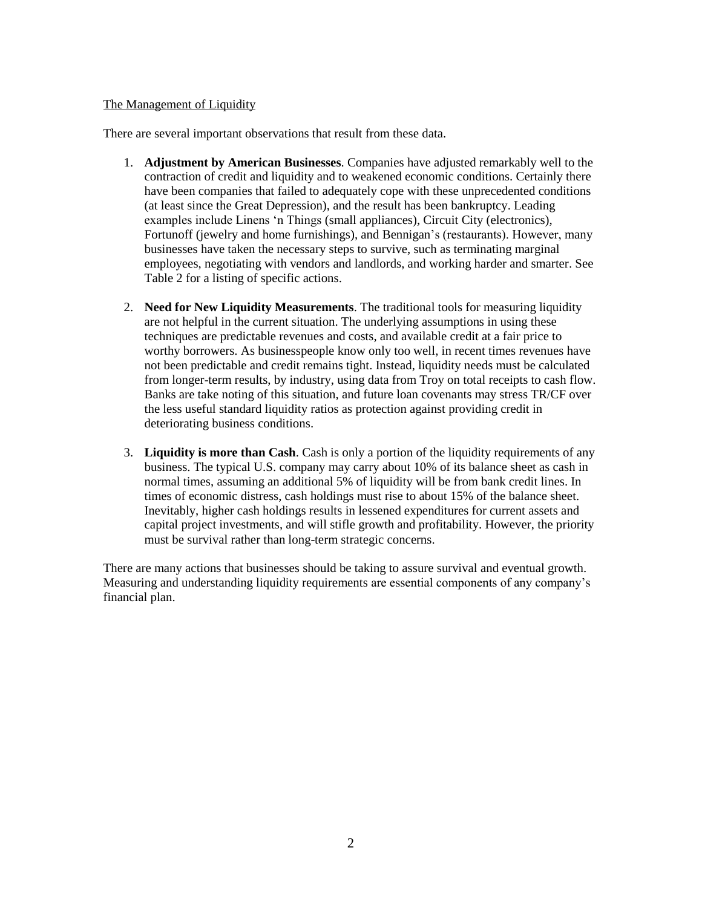## The Management of Liquidity

There are several important observations that result from these data.

1. **Adjustment by American Businesses**. Companies have adjusted remarkably well to the contraction of credit and liquidity and to weakened economic conditions. Certainly there have been companies that failed to adequately cope with these unprecedented conditions (at least since the Great Depression), and the result has been bankruptcy. Leading examples include Linens 'n Things (small appliances), Circuit City (electronics), Fortunoff (jewelry and home furnishings), and Bennigan's (restaurants). However, many businesses have taken the necessary steps to survive, such as terminating marginal employees, negotiating with vendors and landlords, and working harder and smarter. See Table 2 for a listing of specific actions.

2. **Need for New Liquidity Measurements**. The traditional tools for measuring liquidity are not helpful in the current situation. The underlying assumptions in using these techniques are predictable revenues and costs, and available credit at a fair price to worthy borrowers. As businesspeople know only too well, in recent times revenues have not been predictable and credit remains tight. Instead, liquidity needs must be calculated from longer-term results, by industry, using data from Troy on total receipts to cash flow. Banks are take noting of this situation, and future loan covenants may stress TR/CF over the less useful standard liquidity ratios as protection against providing credit in deteriorating business conditions.

3. **Liquidity is more than Cash**. Cash is only a portion of the liquidity requirements of any business. The typical U.S. company may carry about 10% of its balance sheet as cash in normal times, assuming an additional 5% of liquidity will be from bank credit lines. In times of economic distress, cash holdings must rise to about 15% of the balance sheet. Inevitably, higher cash holdings results in lessened expenditures for current assets and capital project investments, and will stifle growth and profitability. However, the priority must be survival rather than long-term strategic concerns.

There are many actions that businesses should be taking to assure survival and eventual growth. Measuring and understanding liquidity requirements are essential components of any company's financial plan.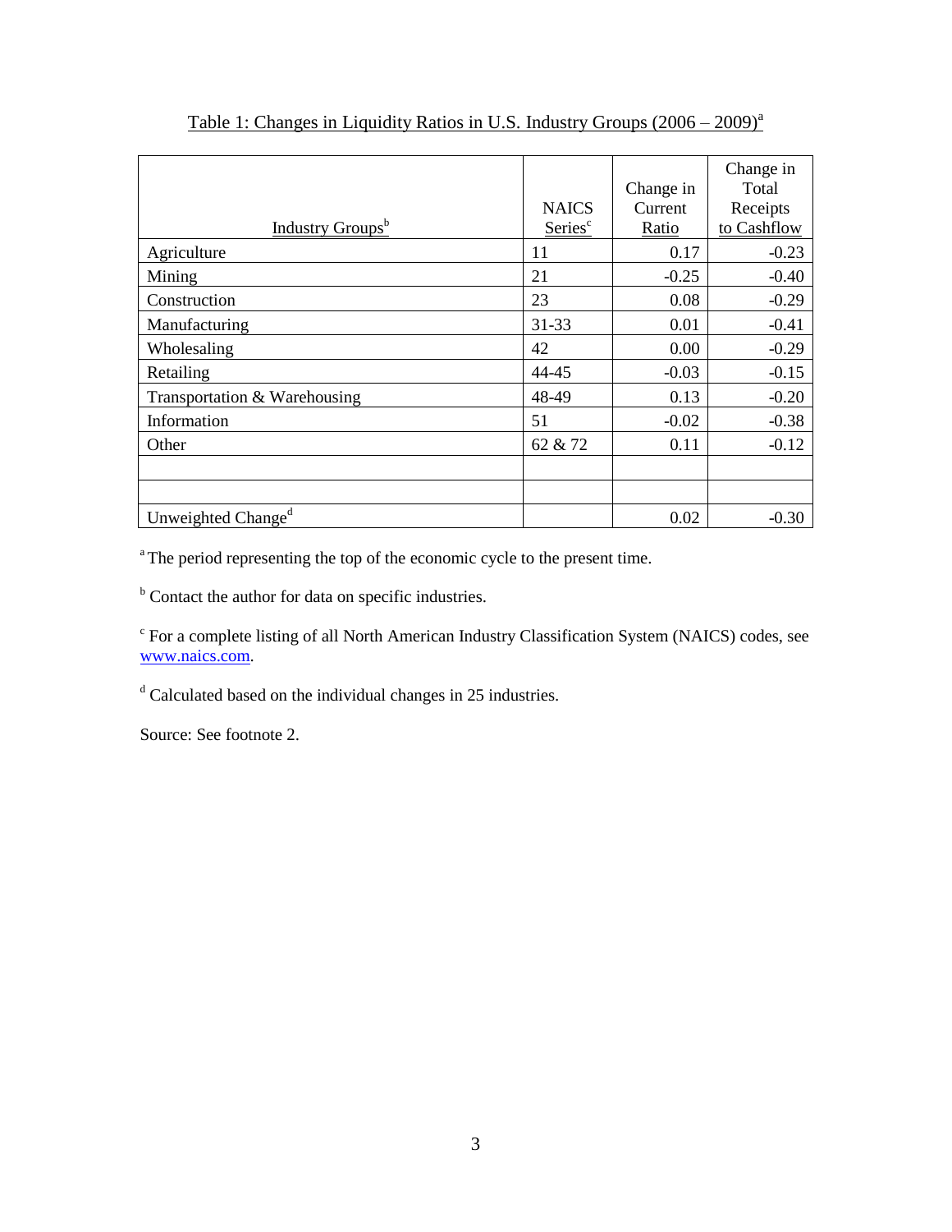Table 1: Changes in Liquidity Ratios in U.S. Industry Groups (2006 – 2009)[a]

| Industry Groups[b] | NAICS Series[c] | Change in Current Ratio | Change in Total Receipts to Cashflow |
|---|---|---|---|
| Agriculture | 11 | 0.17 | -0.23 |
| Mining | 21 | -0.25 | -0.40 |
| Construction | 23 | 0.08 | -0.29 |
| Manufacturing | 31-33 | 0.01 | -0.41 |
| Wholesaling | 42 | 0.00 | -0.29 |
| Retailing | 44-45 | -0.03 | -0.15 |
| Transportation & Warehousing | 48-49 | 0.13 | -0.20 |
| Information | 51 | -0.02 | -0.38 |
| Other | 62 & 72 | 0.11 | -0.12 |
| | | | |
| | | | |
| Unweighted Change[d] | | 0.02 | -0.30 |

[a] The period representing the top of the economic cycle to the present time.

[b] Contact the author for data on specific industries.

[c] For a complete listing of all North American Industry Classification System (NAICS) codes, see www.naics.com.

[d] Calculated based on the individual changes in 25 industries.

Source: See footnote 2.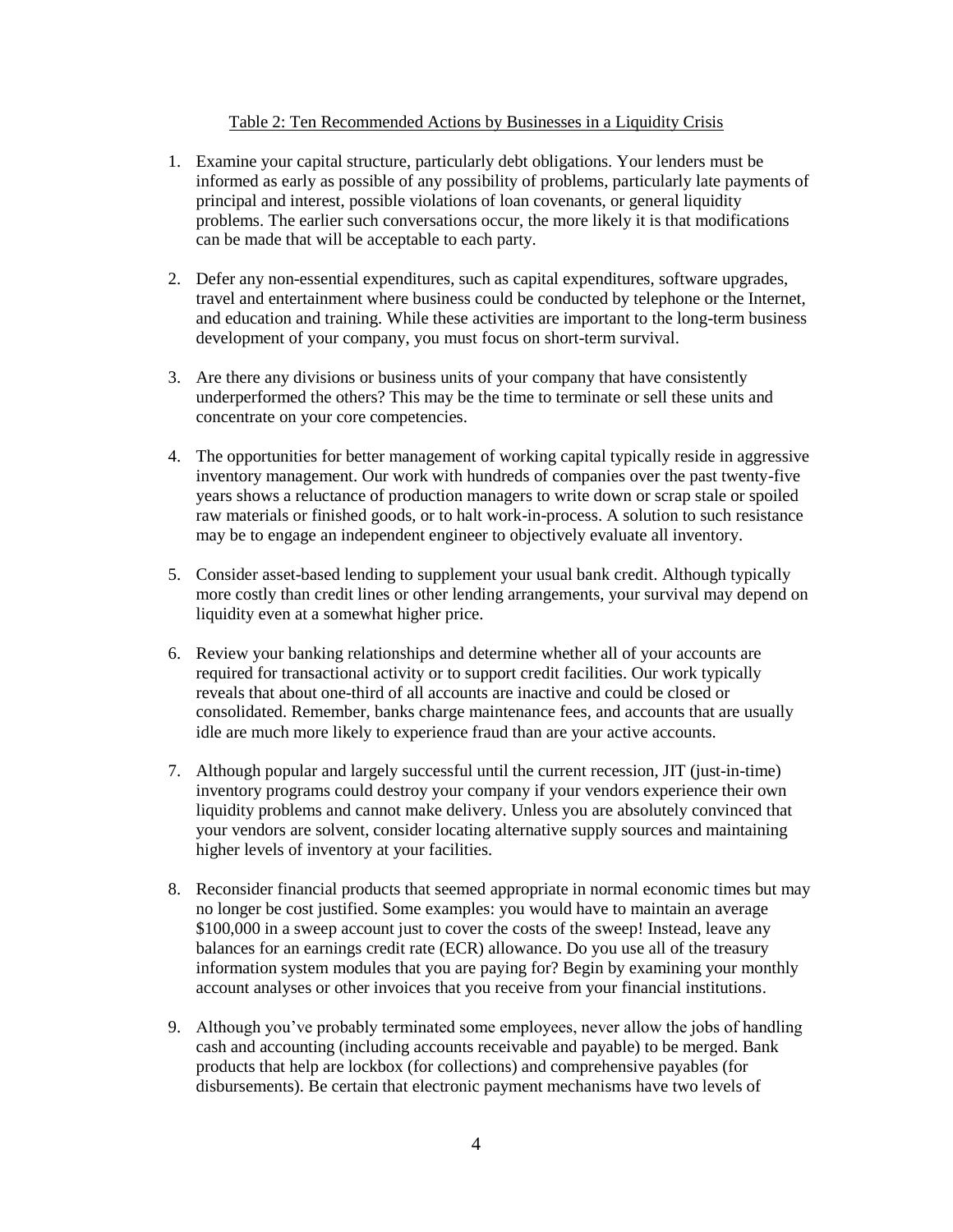Table 2: Ten Recommended Actions by Businesses in a Liquidity Crisis

1. Examine your capital structure, particularly debt obligations. Your lenders must be informed as early as possible of any possibility of problems, particularly late payments of principal and interest, possible violations of loan covenants, or general liquidity problems. The earlier such conversations occur, the more likely it is that modifications can be made that will be acceptable to each party.

2. Defer any non-essential expenditures, such as capital expenditures, software upgrades, travel and entertainment where business could be conducted by telephone or the Internet, and education and training. While these activities are important to the long-term business development of your company, you must focus on short-term survival.

3. Are there any divisions or business units of your company that have consistently underperformed the others? This may be the time to terminate or sell these units and concentrate on your core competencies.

4. The opportunities for better management of working capital typically reside in aggressive inventory management. Our work with hundreds of companies over the past twenty-five years shows a reluctance of production managers to write down or scrap stale or spoiled raw materials or finished goods, or to halt work-in-process. A solution to such resistance may be to engage an independent engineer to objectively evaluate all inventory.

5. Consider asset-based lending to supplement your usual bank credit. Although typically more costly than credit lines or other lending arrangements, your survival may depend on liquidity even at a somewhat higher price.

6. Review your banking relationships and determine whether all of your accounts are required for transactional activity or to support credit facilities. Our work typically reveals that about one-third of all accounts are inactive and could be closed or consolidated. Remember, banks charge maintenance fees, and accounts that are usually idle are much more likely to experience fraud than are your active accounts.

7. Although popular and largely successful until the current recession, JIT (just-in-time) inventory programs could destroy your company if your vendors experience their own liquidity problems and cannot make delivery. Unless you are absolutely convinced that your vendors are solvent, consider locating alternative supply sources and maintaining higher levels of inventory at your facilities.

8. Reconsider financial products that seemed appropriate in normal economic times but may no longer be cost justified. Some examples: you would have to maintain an average $100,000 in a sweep account just to cover the costs of the sweep! Instead, leave any balances for an earnings credit rate (ECR) allowance. Do you use all of the treasury information system modules that you are paying for? Begin by examining your monthly account analyses or other invoices that you receive from your financial institutions.

9. Although you've probably terminated some employees, never allow the jobs of handling cash and accounting (including accounts receivable and payable) to be merged. Bank products that help are lockbox (for collections) and comprehensive payables (for disbursements). Be certain that electronic payment mechanisms have two levels of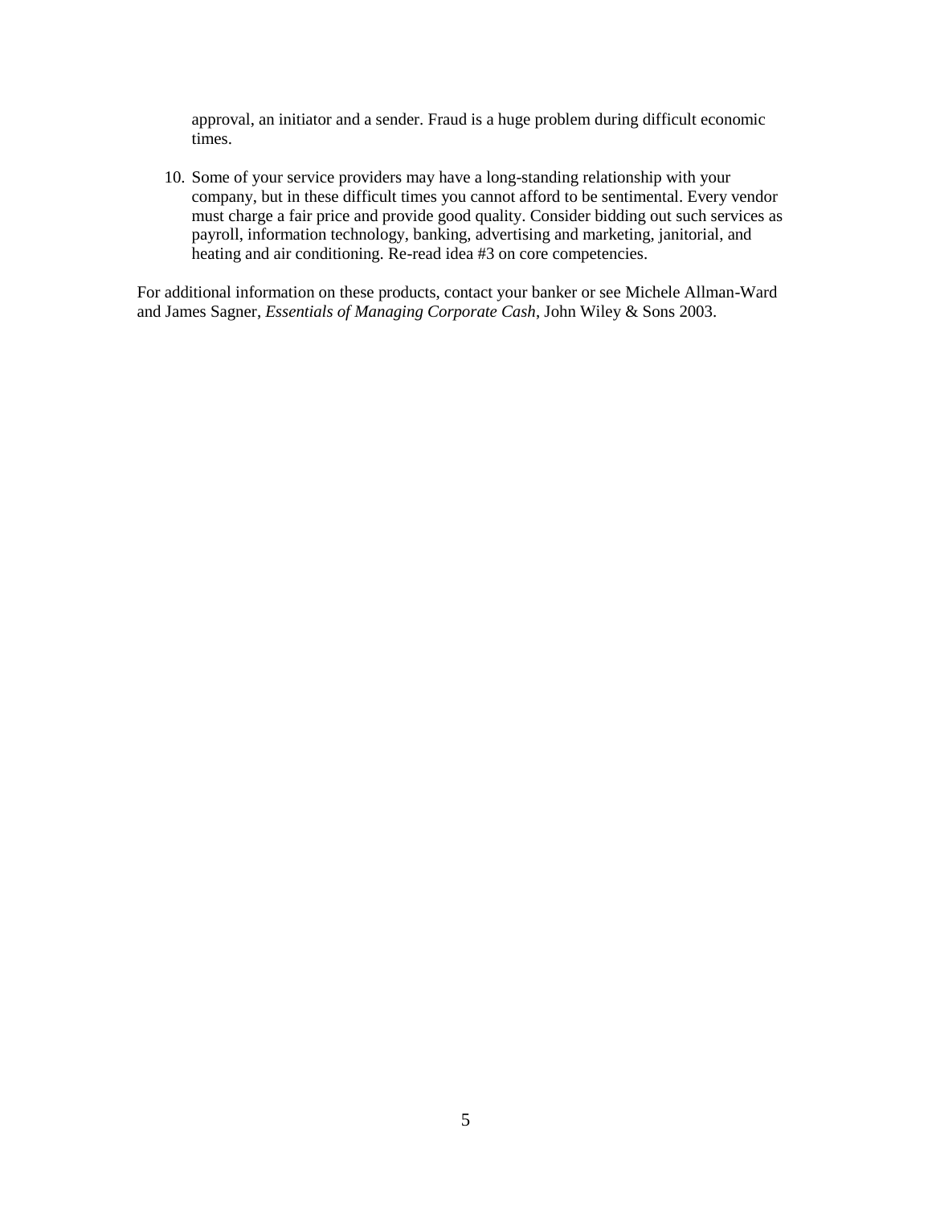approval, an initiator and a sender. Fraud is a huge problem during difficult economic times.

10. Some of your service providers may have a long-standing relationship with your company, but in these difficult times you cannot afford to be sentimental. Every vendor must charge a fair price and provide good quality. Consider bidding out such services as payroll, information technology, banking, advertising and marketing, janitorial, and heating and air conditioning. Re-read idea #3 on core competencies.

For additional information on these products, contact your banker or see Michele Allman-Ward and James Sagner, *Essentials of Managing Corporate Cash*, John Wiley & Sons 2003.